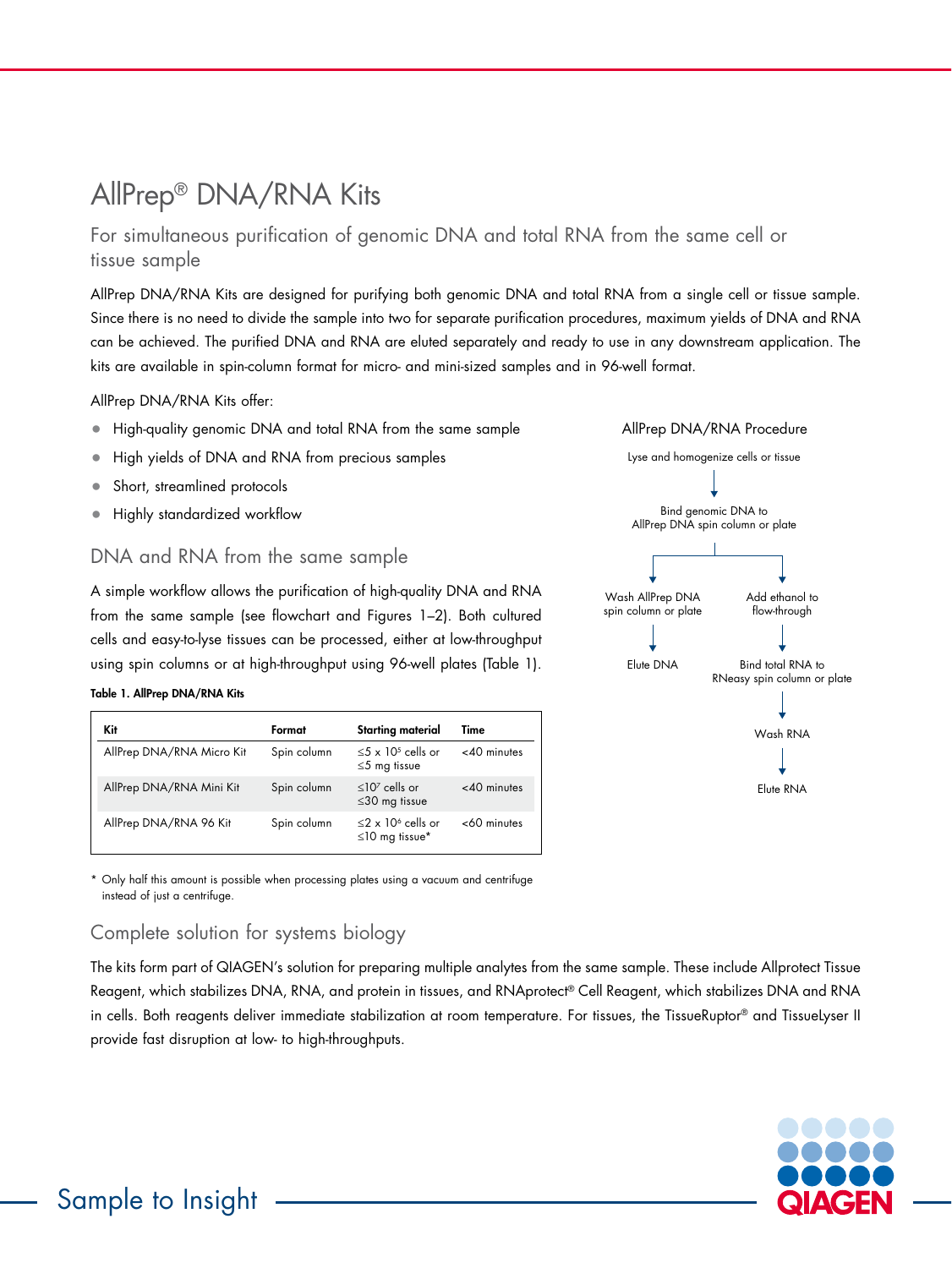# AllPrep® DNA/RNA Kits

## For simultaneous purification of genomic DNA and total RNA from the same cell or tissue sample

AllPrep DNA/RNA Kits are designed for purifying both genomic DNA and total RNA from a single cell or tissue sample. Since there is no need to divide the sample into two for separate purification procedures, maximum yields of DNA and RNA can be achieved. The purified DNA and RNA are eluted separately and ready to use in any downstream application. The kits are available in spin-column format for micro- and mini-sized samples and in 96-well format.

AllPrep DNA/RNA Kits offer:

- High-quality genomic DNA and total RNA from the same sample
- High yields of DNA and RNA from precious samples
- Short, streamlined protocols
- Highly standardized workflow

### DNA and RNA from the same sample

A simple workflow allows the purification of high-quality DNA and RNA from the same sample (see flowchart and Figures 1–2). Both cultured cells and easy-to-lyse tissues can be processed, either at low-throughput using spin columns or at high-throughput using 96-well plates (Table 1).

**Table 1. AllPrep DNA/RNA Kits**

| Kit | Format | Starting material | Time |
|---|---|---|---|
| AllPrep DNA/RNA Micro Kit | Spin column | ≤5 x $10^5$ cells or ≤5 mg tissue | <40 minutes |
| AllPrep DNA/RNA Mini Kit | Spin column | ≤$10^7$ cells or ≤30 mg tissue | <40 minutes |
| AllPrep DNA/RNA 96 Kit | Spin column | ≤2 x $10^6$ cells or ≤10 mg tissue* | <60 minutes |

\* Only half this amount is possible when processing plates using a vacuum and centrifuge instead of just a centrifuge.

**AllPrep DNA/RNA Procedure**

Lyse and homogenize cells or tissue
↓
Bind genomic DNA to AllPrep DNA spin column or plate
↓ (branches)

- DNA: Wash AllPrep DNA spin column or plate → Elute DNA
- RNA: Add ethanol to flow-through → Bind total RNA to RNeasy spin column or plate → Wash RNA → Elute RNA

### Complete solution for systems biology

The kits form part of QIAGEN's solution for preparing multiple analytes from the same sample. These include Allprotect Tissue Reagent, which stabilizes DNA, RNA, and protein in tissues, and RNAprotect® Cell Reagent, which stabilizes DNA and RNA in cells. Both reagents deliver immediate stabilization at room temperature. For tissues, the TissueRuptor® and TissueLyser II provide fast disruption at low- to high-throughputs.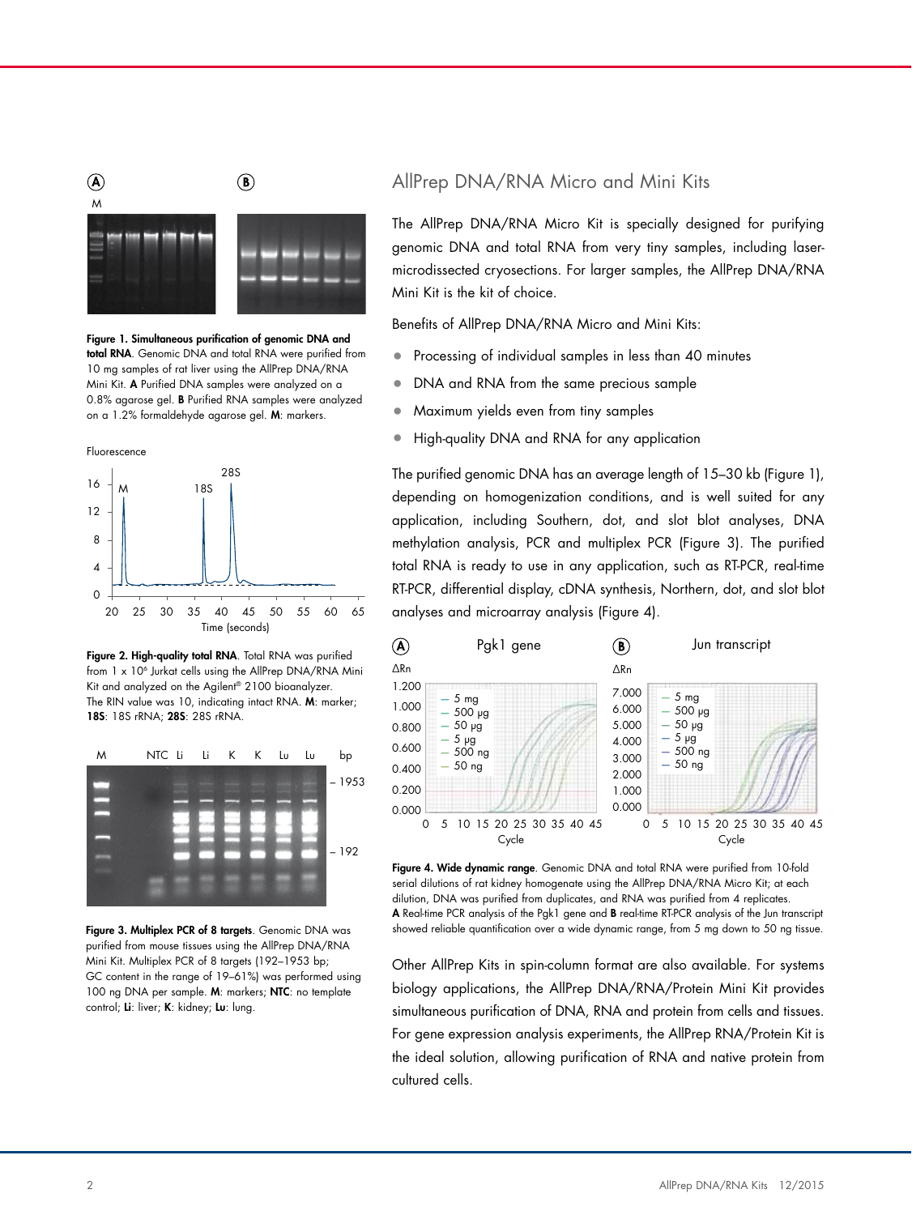**Figure 1. Simultaneous purification of genomic DNA and total RNA**. Genomic DNA and total RNA were purified from 10 mg samples of rat liver using the AllPrep DNA/RNA Mini Kit. **A** Purified DNA samples were analyzed on a 0.8% agarose gel. **B** Purified RNA samples were analyzed on a 1.2% formaldehyde agarose gel. **M**: markers.

**Figure 2. High-quality total RNA**. Total RNA was purified from 1 x $10^6$ Jurkat cells using the AllPrep DNA/RNA Mini Kit and analyzed on the Agilent® 2100 bioanalyzer. The RIN value was 10, indicating intact RNA. **M**: marker; **18S**: 18S rRNA; **28S**: 28S rRNA.

**Figure 3. Multiplex PCR of 8 targets**. Genomic DNA was purified from mouse tissues using the AllPrep DNA/RNA Mini Kit. Multiplex PCR of 8 targets (192–1953 bp; GC content in the range of 19–61%) was performed using 100 ng DNA per sample. **M**: markers; **NTC**: no template control; **Li**: liver; **K**: kidney; **Lu**: lung.

## AllPrep DNA/RNA Micro and Mini Kits

The AllPrep DNA/RNA Micro Kit is specially designed for purifying genomic DNA and total RNA from very tiny samples, including laser-microdissected cryosections. For larger samples, the AllPrep DNA/RNA Mini Kit is the kit of choice.

Benefits of AllPrep DNA/RNA Micro and Mini Kits:

- Processing of individual samples in less than 40 minutes
- DNA and RNA from the same precious sample
- Maximum yields even from tiny samples
- High-quality DNA and RNA for any application

The purified genomic DNA has an average length of 15–30 kb (Figure 1), depending on homogenization conditions, and is well suited for any application, including Southern, dot, and slot blot analyses, DNA methylation analysis, PCR and multiplex PCR (Figure 3). The purified total RNA is ready to use in any application, such as RT-PCR, real-time RT-PCR, differential display, cDNA synthesis, Northern, dot, and slot blot analyses and microarray analysis (Figure 4).

**Figure 4. Wide dynamic range**. Genomic DNA and total RNA were purified from 10-fold serial dilutions of rat kidney homogenate using the AllPrep DNA/RNA Micro Kit; at each dilution, DNA was purified from duplicates, and RNA was purified from 4 replicates. **A** Real-time PCR analysis of the Pgk1 gene and **B** real-time RT-PCR analysis of the Jun transcript showed reliable quantification over a wide dynamic range, from 5 mg down to 50 ng tissue.

Other AllPrep Kits in spin-column format are also available. For systems biology applications, the AllPrep DNA/RNA/Protein Mini Kit provides simultaneous purification of DNA, RNA and protein from cells and tissues. For gene expression analysis experiments, the AllPrep RNA/Protein Kit is the ideal solution, allowing purification of RNA and native protein from cultured cells.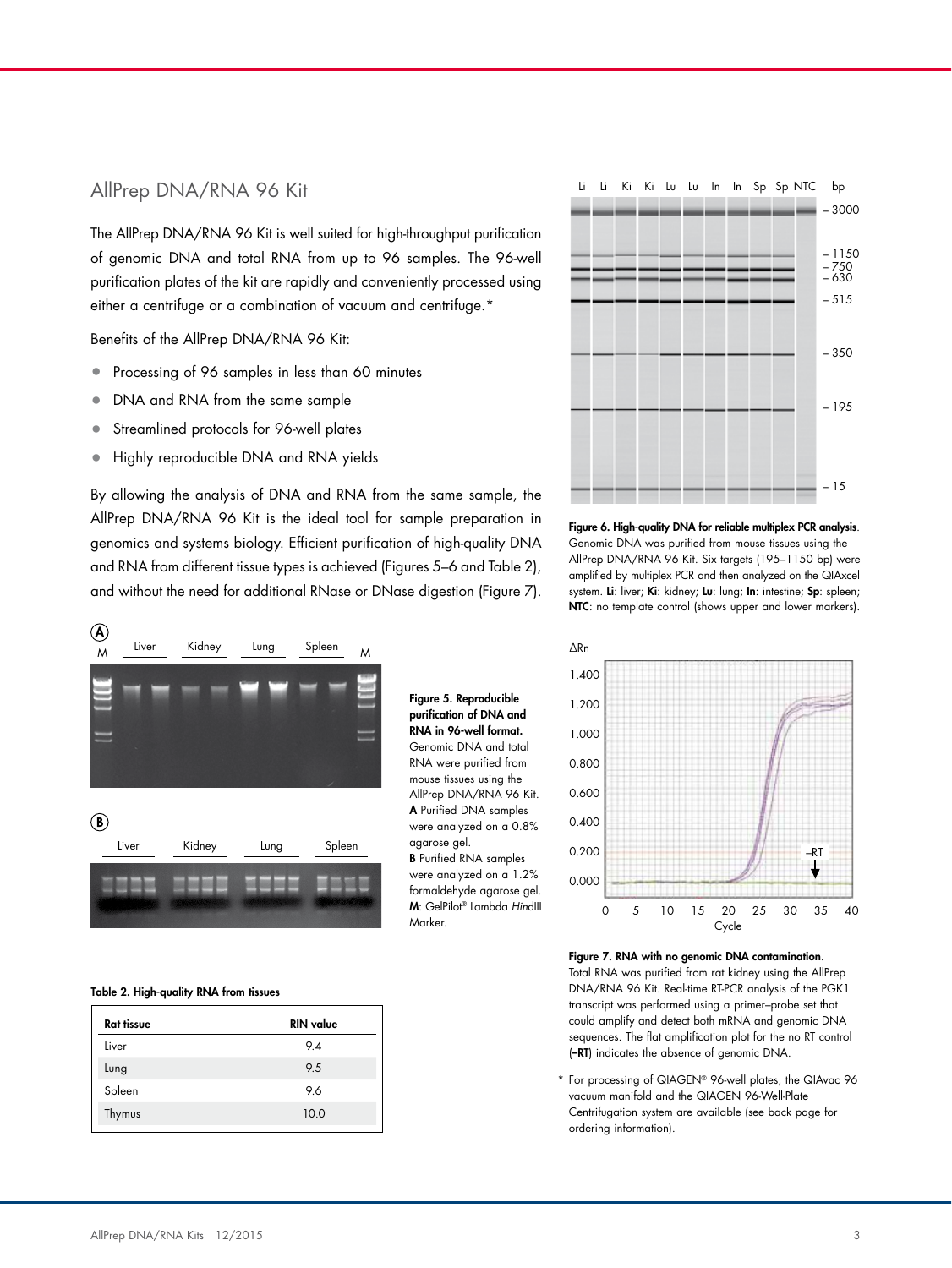## AllPrep DNA/RNA 96 Kit

The AllPrep DNA/RNA 96 Kit is well suited for high-throughput purification of genomic DNA and total RNA from up to 96 samples. The 96-well purification plates of the kit are rapidly and conveniently processed using either a centrifuge or a combination of vacuum and centrifuge.*

Benefits of the AllPrep DNA/RNA 96 Kit:

- Processing of 96 samples in less than 60 minutes
- DNA and RNA from the same sample
- Streamlined protocols for 96-well plates
- Highly reproducible DNA and RNA yields

By allowing the analysis of DNA and RNA from the same sample, the AllPrep DNA/RNA 96 Kit is the ideal tool for sample preparation in genomics and systems biology. Efficient purification of high-quality DNA and RNA from different tissue types is achieved (Figures 5–6 and Table 2), and without the need for additional RNase or DNase digestion (Figure 7).

**Figure 5. Reproducible purification of DNA and RNA in 96-well format.** Genomic DNA and total RNA were purified from mouse tissues using the AllPrep DNA/RNA 96 Kit. **A** Purified DNA samples were analyzed on a 0.8% agarose gel. **B** Purified RNA samples were analyzed on a 1.2% formaldehyde agarose gel. **M**: GelPilot® Lambda *Hin*dIII Marker.

**Table 2. High-quality RNA from tissues**

| Rat tissue | RIN value |
|---|---|
| Liver | 9.4 |
| Lung | 9.5 |
| Spleen | 9.6 |
| Thymus | 10.0 |

**Figure 6. High-quality DNA for reliable multiplex PCR analysis**. Genomic DNA was purified from mouse tissues using the AllPrep DNA/RNA 96 Kit. Six targets (195–1150 bp) were amplified by multiplex PCR and then analyzed on the QIAxcel system. **Li**: liver; **Ki**: kidney; **Lu**: lung; **In**: intestine; **Sp**: spleen; **NTC**: no template control (shows upper and lower markers).

**Figure 7. RNA with no genomic DNA contamination**. Total RNA was purified from rat kidney using the AllPrep DNA/RNA 96 Kit. Real-time RT-PCR analysis of the PGK1 transcript was performed using a primer–probe set that could amplify and detect both mRNA and genomic DNA sequences. The flat amplification plot for the no RT control (**–RT**) indicates the absence of genomic DNA.

\* For processing of QIAGEN® 96-well plates, the QIAvac 96 vacuum manifold and the QIAGEN 96-Well-Plate Centrifugation system are available (see back page for ordering information).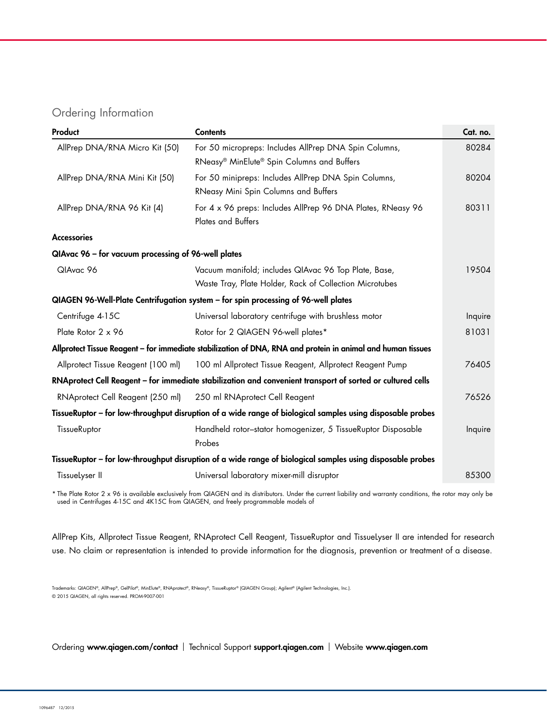## Ordering Information

| Product | Contents | Cat. no. |
| --- | --- | --- |
| AllPrep DNA/RNA Micro Kit (50) | For 50 micropreps: Includes AllPrep DNA Spin Columns, RNeasy® MinElute® Spin Columns and Buffers | 80284 |
| AllPrep DNA/RNA Mini Kit (50) | For 50 minipreps: Includes AllPrep DNA Spin Columns, RNeasy Mini Spin Columns and Buffers | 80204 |
| AllPrep DNA/RNA 96 Kit (4) | For 4 x 96 preps: Includes AllPrep 96 DNA Plates, RNeasy 96 Plates and Buffers | 80311 |
| **Accessories** | | |
| **QIAvac 96 – for vacuum processing of 96-well plates** | | |
| QIAvac 96 | Vacuum manifold; includes QIAvac 96 Top Plate, Base, Waste Tray, Plate Holder, Rack of Collection Microtubes | 19504 |
| **QIAGEN 96-Well-Plate Centrifugation system – for spin processing of 96-well plates** | | |
| Centrifuge 4-15C | Universal laboratory centrifuge with brushless motor | Inquire |
| Plate Rotor 2 x 96 | Rotor for 2 QIAGEN 96-well plates* | 81031 |
| **Allprotect Tissue Reagent – for immediate stabilization of DNA, RNA and protein in animal and human tissues** | | |
| Allprotect Tissue Reagent (100 ml) | 100 ml Allprotect Tissue Reagent, Allprotect Reagent Pump | 76405 |
| **RNAprotect Cell Reagent – for immediate stabilization and convenient transport of sorted or cultured cells** | | |
| RNAprotect Cell Reagent (250 ml) | 250 ml RNAprotect Cell Reagent | 76526 |
| **TissueRuptor – for low-throughput disruption of a wide range of biological samples using disposable probes** | | |
| TissueRuptor | Handheld rotor–stator homogenizer, 5 TissueRuptor Disposable Probes | Inquire |
| **TissueRuptor – for low-throughput disruption of a wide range of biological samples using disposable probes** | | |
| TissueLyser II | Universal laboratory mixer-mill disruptor | 85300 |

* The Plate Rotor 2 x 96 is available exclusively from QIAGEN and its distributors. Under the current liability and warranty conditions, the rotor may only be used in Centrifuges 4-15C and 4K15C from QIAGEN, and freely programmable models of

AllPrep Kits, Allprotect Tissue Reagent, RNAprotect Cell Reagent, TissueRuptor and TissueLyser II are intended for research use. No claim or representation is intended to provide information for the diagnosis, prevention or treatment of a disease.

Trademarks: QIAGEN®, AllPrep®, GelPilot®, MinElute®, RNAprotect®, RNeasy®, TissueRuptor® (QIAGEN Group); Agilent® (Agilent Technologies, Inc.).
© 2015 QIAGEN, all rights reserved. PROM-9007-001

Ordering **www.qiagen.com/contact** | Technical Support **support.qiagen.com** | Website **www.qiagen.com**

1096487 12/2015